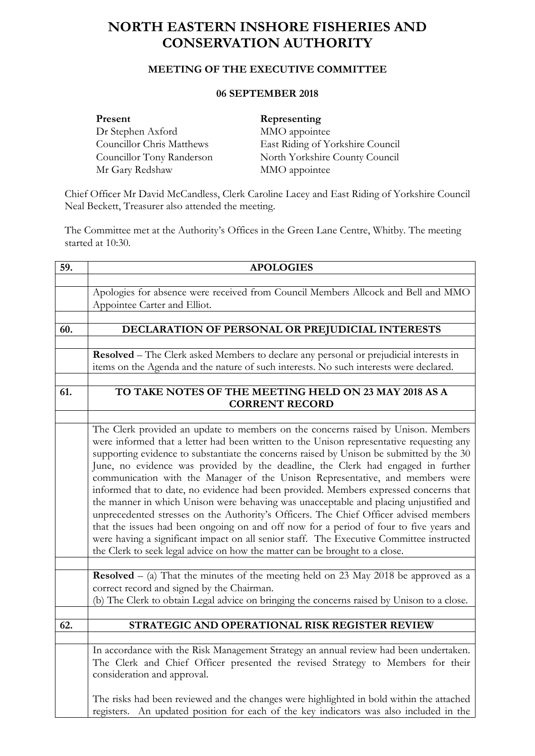# NORTH EASTERN INSHORE FISHERIES AND CONSERVATION AUTHORITY

## MEETING OF THE EXECUTIVE COMMITTEE

### 06 SEPTEMBER 2018

| **Present** | **Representing** |
|---|---|
| Dr Stephen Axford | MMO appointee |
| Councillor Chris Matthews | East Riding of Yorkshire Council |
| Councillor Tony Randerson | North Yorkshire County Council |
| Mr Gary Redshaw | MMO appointee |

Chief Officer Mr David McCandless, Clerk Caroline Lacey and East Riding of Yorkshire Council Neal Beckett, Treasurer also attended the meeting.

The Committee met at the Authority's Offices in the Green Lane Centre, Whitby. The meeting started at 10:30.

| 59. | **APOLOGIES** |
|---|---|
| | |
| | Apologies for absence were received from Council Members Allcock and Bell and MMO Appointee Carter and Elliot. |
| | |
| **60.** | **DECLARATION OF PERSONAL OR PREJUDICIAL INTERESTS** |
| | |
| | **Resolved** – The Clerk asked Members to declare any personal or prejudicial interests in items on the Agenda and the nature of such interests. No such interests were declared. |
| | |
| **61.** | **TO TAKE NOTES OF THE MEETING HELD ON 23 MAY 2018 AS A CORRENT RECORD** |
| | |
| | The Clerk provided an update to members on the concerns raised by Unison. Members were informed that a letter had been written to the Unison representative requesting any supporting evidence to substantiate the concerns raised by Unison be submitted by the 30 June, no evidence was provided by the deadline, the Clerk had engaged in further communication with the Manager of the Unison Representative, and members were informed that to date, no evidence had been provided. Members expressed concerns that the manner in which Unison were behaving was unacceptable and placing unjustified and unprecedented stresses on the Authority's Officers. The Chief Officer advised members that the issues had been ongoing on and off now for a period of four to five years and were having a significant impact on all senior staff. The Executive Committee instructed the Clerk to seek legal advice on how the matter can be brought to a close. |
| | |
| | **Resolved** – (a) That the minutes of the meeting held on 23 May 2018 be approved as a correct record and signed by the Chairman.<br>(b) The Clerk to obtain Legal advice on bringing the concerns raised by Unison to a close. |
| | |
| **62.** | **STRATEGIC AND OPERATIONAL RISK REGISTER REVIEW** |
| | |
| | In accordance with the Risk Management Strategy an annual review had been undertaken. The Clerk and Chief Officer presented the revised Strategy to Members for their consideration and approval.<br><br>The risks had been reviewed and the changes were highlighted in bold within the attached registers. An updated position for each of the key indicators was also included in the |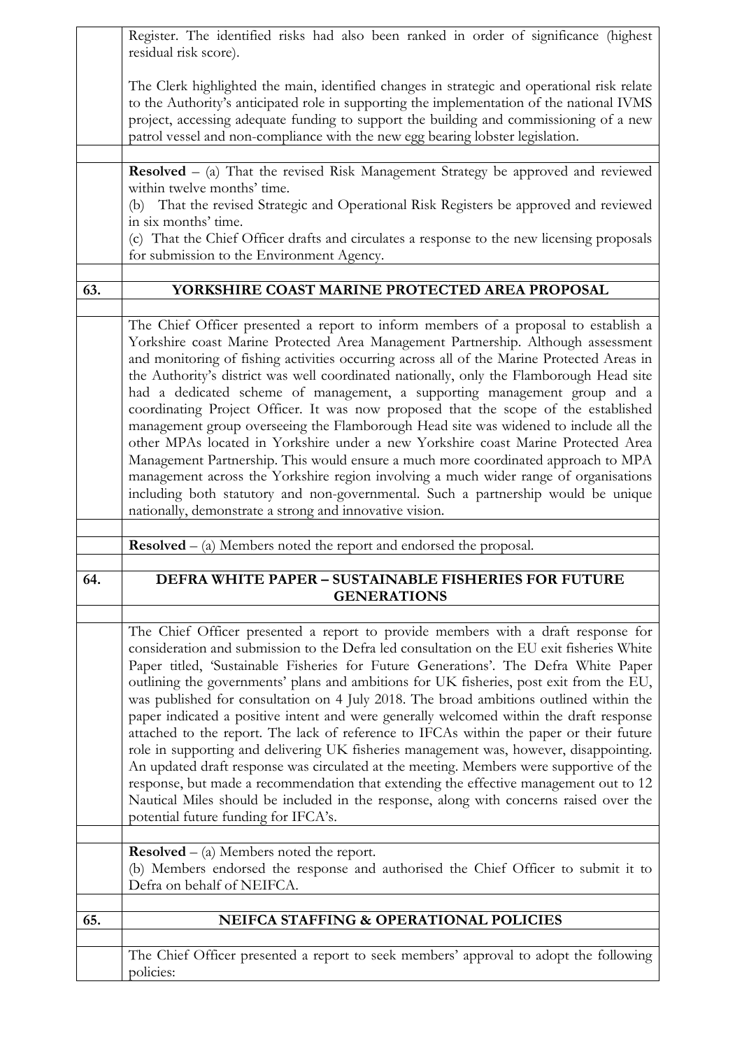Register. The identified risks had also been ranked in order of significance (highest residual risk score).

The Clerk highlighted the main, identified changes in strategic and operational risk relate to the Authority's anticipated role in supporting the implementation of the national IVMS project, accessing adequate funding to support the building and commissioning of a new patrol vessel and non-compliance with the new egg bearing lobster legislation.

**Resolved** – (a) That the revised Risk Management Strategy be approved and reviewed within twelve months' time.

(b) That the revised Strategic and Operational Risk Registers be approved and reviewed in six months' time.

(c) That the Chief Officer drafts and circulates a response to the new licensing proposals for submission to the Environment Agency.

## 63. YORKSHIRE COAST MARINE PROTECTED AREA PROPOSAL

The Chief Officer presented a report to inform members of a proposal to establish a Yorkshire coast Marine Protected Area Management Partnership. Although assessment and monitoring of fishing activities occurring across all of the Marine Protected Areas in the Authority's district was well coordinated nationally, only the Flamborough Head site had a dedicated scheme of management, a supporting management group and a coordinating Project Officer. It was now proposed that the scope of the established management group overseeing the Flamborough Head site was widened to include all the other MPAs located in Yorkshire under a new Yorkshire coast Marine Protected Area Management Partnership. This would ensure a much more coordinated approach to MPA management across the Yorkshire region involving a much wider range of organisations including both statutory and non-governmental. Such a partnership would be unique nationally, demonstrate a strong and innovative vision.

**Resolved** – (a) Members noted the report and endorsed the proposal.

## 64. DEFRA WHITE PAPER – SUSTAINABLE FISHERIES FOR FUTURE GENERATIONS

The Chief Officer presented a report to provide members with a draft response for consideration and submission to the Defra led consultation on the EU exit fisheries White Paper titled, 'Sustainable Fisheries for Future Generations'. The Defra White Paper outlining the governments' plans and ambitions for UK fisheries, post exit from the EU, was published for consultation on 4 July 2018. The broad ambitions outlined within the paper indicated a positive intent and were generally welcomed within the draft response attached to the report. The lack of reference to IFCAs within the paper or their future role in supporting and delivering UK fisheries management was, however, disappointing. An updated draft response was circulated at the meeting. Members were supportive of the response, but made a recommendation that extending the effective management out to 12 Nautical Miles should be included in the response, along with concerns raised over the potential future funding for IFCA's.

**Resolved** – (a) Members noted the report.

(b) Members endorsed the response and authorised the Chief Officer to submit it to Defra on behalf of NEIFCA.

## 65. NEIFCA STAFFING & OPERATIONAL POLICIES

The Chief Officer presented a report to seek members' approval to adopt the following policies: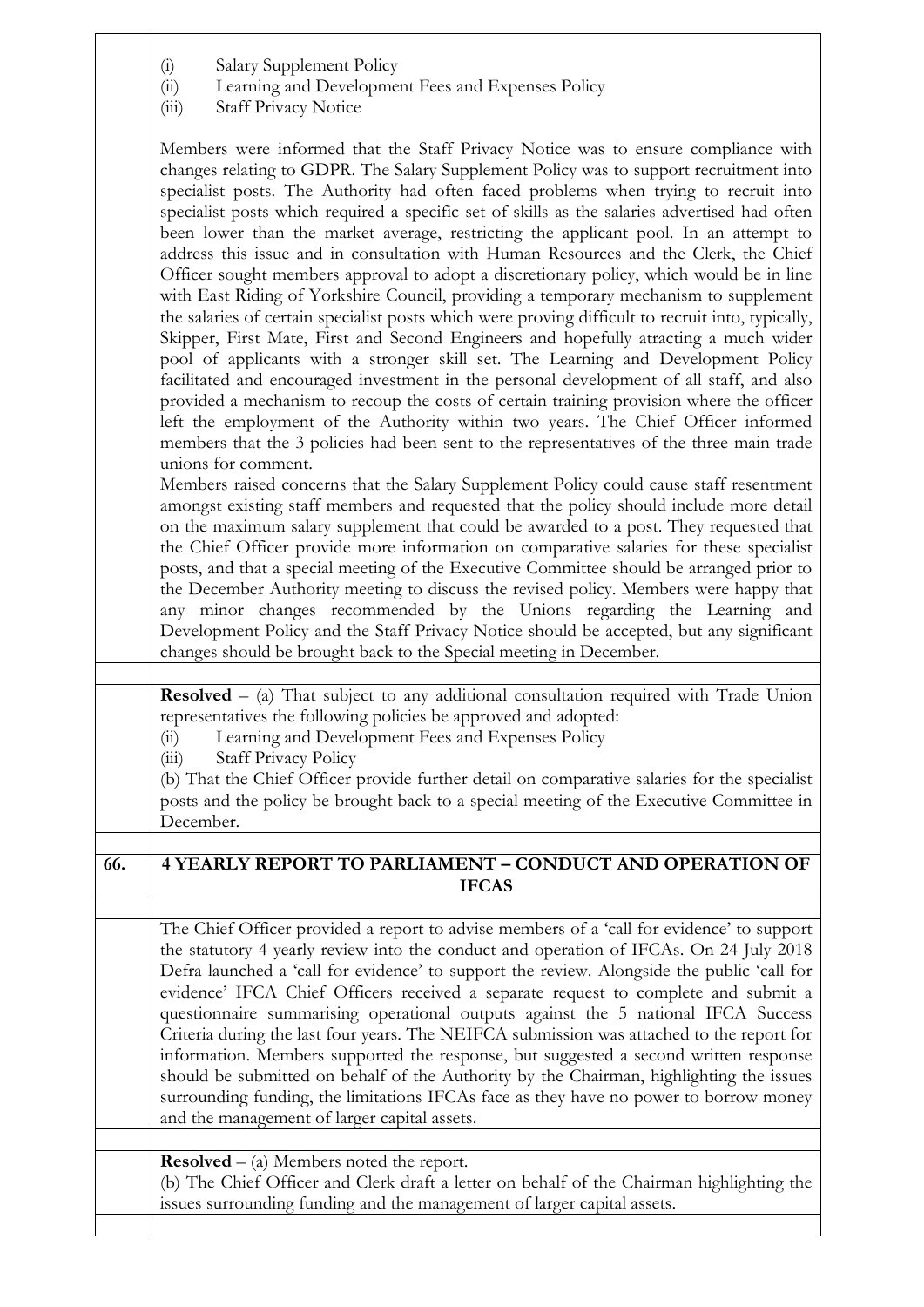(i) Salary Supplement Policy
(ii) Learning and Development Fees and Expenses Policy
(iii) Staff Privacy Notice

Members were informed that the Staff Privacy Notice was to ensure compliance with changes relating to GDPR. The Salary Supplement Policy was to support recruitment into specialist posts. The Authority had often faced problems when trying to recruit into specialist posts which required a specific set of skills as the salaries advertised had often been lower than the market average, restricting the applicant pool. In an attempt to address this issue and in consultation with Human Resources and the Clerk, the Chief Officer sought members approval to adopt a discretionary policy, which would be in line with East Riding of Yorkshire Council, providing a temporary mechanism to supplement the salaries of certain specialist posts which were proving difficult to recruit into, typically, Skipper, First Mate, First and Second Engineers and hopefully atracting a much wider pool of applicants with a stronger skill set. The Learning and Development Policy facilitated and encouraged investment in the personal development of all staff, and also provided a mechanism to recoup the costs of certain training provision where the officer left the employment of the Authority within two years. The Chief Officer informed members that the 3 policies had been sent to the representatives of the three main trade unions for comment.

Members raised concerns that the Salary Supplement Policy could cause staff resentment amongst existing staff members and requested that the policy should include more detail on the maximum salary supplement that could be awarded to a post. They requested that the Chief Officer provide more information on comparative salaries for these specialist posts, and that a special meeting of the Executive Committee should be arranged prior to the December Authority meeting to discuss the revised policy. Members were happy that any minor changes recommended by the Unions regarding the Learning and Development Policy and the Staff Privacy Notice should be accepted, but any significant changes should be brought back to the Special meeting in December.

**Resolved** – (a) That subject to any additional consultation required with Trade Union representatives the following policies be approved and adopted:
(ii) Learning and Development Fees and Expenses Policy
(iii) Staff Privacy Policy

(b) That the Chief Officer provide further detail on comparative salaries for the specialist posts and the policy be brought back to a special meeting of the Executive Committee in December.

## 66. 4 YEARLY REPORT TO PARLIAMENT – CONDUCT AND OPERATION OF IFCAS

The Chief Officer provided a report to advise members of a 'call for evidence' to support the statutory 4 yearly review into the conduct and operation of IFCAs. On 24 July 2018 Defra launched a 'call for evidence' to support the review. Alongside the public 'call for evidence' IFCA Chief Officers received a separate request to complete and submit a questionnaire summarising operational outputs against the 5 national IFCA Success Criteria during the last four years. The NEIFCA submission was attached to the report for information. Members supported the response, but suggested a second written response should be submitted on behalf of the Authority by the Chairman, highlighting the issues surrounding funding, the limitations IFCAs face as they have no power to borrow money and the management of larger capital assets.

**Resolved** – (a) Members noted the report.
(b) The Chief Officer and Clerk draft a letter on behalf of the Chairman highlighting the issues surrounding funding and the management of larger capital assets.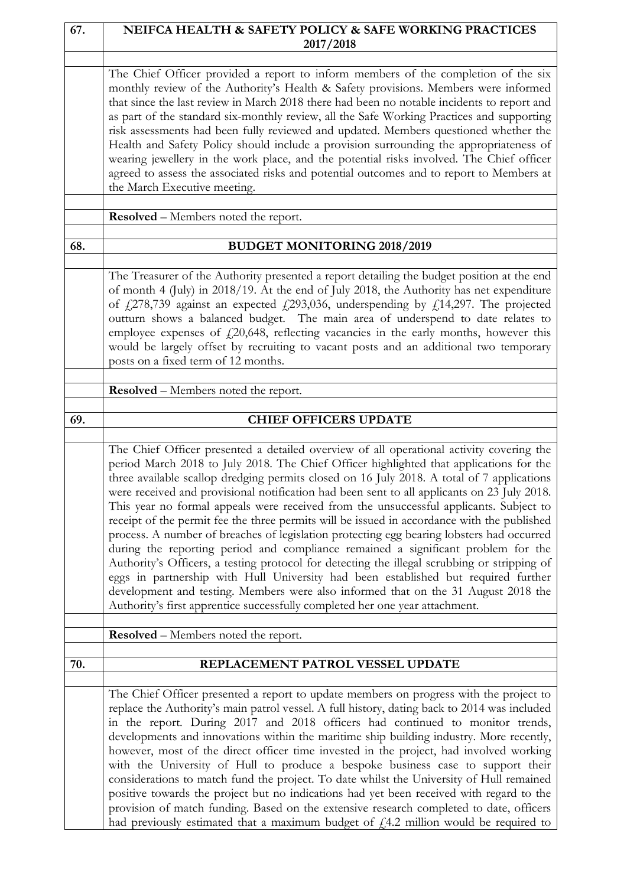| | |
|---|---|
| **67.** | **NEIFCA HEALTH & SAFETY POLICY & SAFE WORKING PRACTICES 2017/2018** |
| | The Chief Officer provided a report to inform members of the completion of the six monthly review of the Authority's Health & Safety provisions. Members were informed that since the last review in March 2018 there had been no notable incidents to report and as part of the standard six-monthly review, all the Safe Working Practices and supporting risk assessments had been fully reviewed and updated. Members questioned whether the Health and Safety Policy should include a provision surrounding the appropriateness of wearing jewellery in the work place, and the potential risks involved. The Chief officer agreed to assess the associated risks and potential outcomes and to report to Members at the March Executive meeting. |
| | **Resolved** – Members noted the report. |
| **68.** | **BUDGET MONITORING 2018/2019** |
| | The Treasurer of the Authority presented a report detailing the budget position at the end of month 4 (July) in 2018/19. At the end of July 2018, the Authority has net expenditure of £278,739 against an expected £293,036, underspending by £14,297. The projected outturn shows a balanced budget. The main area of underspend to date relates to employee expenses of £20,648, reflecting vacancies in the early months, however this would be largely offset by recruiting to vacant posts and an additional two temporary posts on a fixed term of 12 months. |
| | **Resolved** – Members noted the report. |
| **69.** | **CHIEF OFFICERS UPDATE** |
| | The Chief Officer presented a detailed overview of all operational activity covering the period March 2018 to July 2018. The Chief Officer highlighted that applications for the three available scallop dredging permits closed on 16 July 2018. A total of 7 applications were received and provisional notification had been sent to all applicants on 23 July 2018. This year no formal appeals were received from the unsuccessful applicants. Subject to receipt of the permit fee the three permits will be issued in accordance with the published process. A number of breaches of legislation protecting egg bearing lobsters had occurred during the reporting period and compliance remained a significant problem for the Authority's Officers, a testing protocol for detecting the illegal scrubbing or stripping of eggs in partnership with Hull University had been established but required further development and testing. Members were also informed that on the 31 August 2018 the Authority's first apprentice successfully completed her one year attachment. |
| | **Resolved** – Members noted the report. |
| **70.** | **REPLACEMENT PATROL VESSEL UPDATE** |
| | The Chief Officer presented a report to update members on progress with the project to replace the Authority's main patrol vessel. A full history, dating back to 2014 was included in the report. During 2017 and 2018 officers had continued to monitor trends, developments and innovations within the maritime ship building industry. More recently, however, most of the direct officer time invested in the project, had involved working with the University of Hull to produce a bespoke business case to support their considerations to match fund the project. To date whilst the University of Hull remained positive towards the project but no indications had yet been received with regard to the provision of match funding. Based on the extensive research completed to date, officers had previously estimated that a maximum budget of £4.2 million would be required to |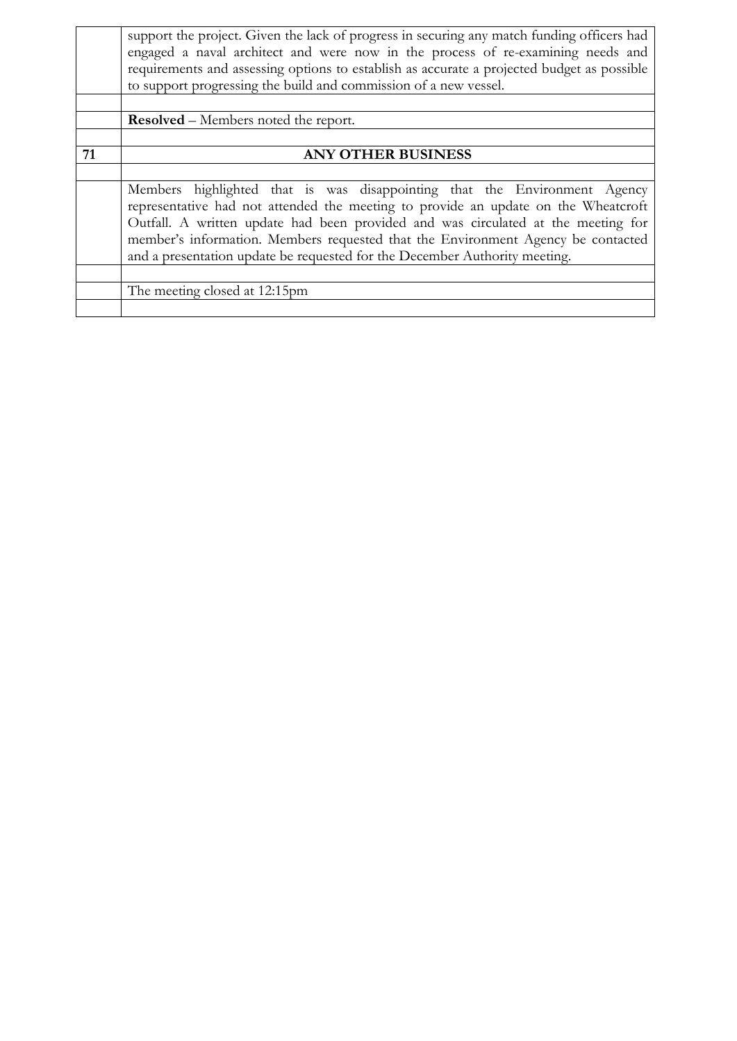| | |
|---|---|
| | support the project. Given the lack of progress in securing any match funding officers had engaged a naval architect and were now in the process of re-examining needs and requirements and assessing options to establish as accurate a projected budget as possible to support progressing the build and commission of a new vessel. |
| | |
| | **Resolved** – Members noted the report. |
| | |
| **71** | **ANY OTHER BUSINESS** |
| | |
| | Members highlighted that is was disappointing that the Environment Agency representative had not attended the meeting to provide an update on the Wheatcroft Outfall. A written update had been provided and was circulated at the meeting for member's information. Members requested that the Environment Agency be contacted and a presentation update be requested for the December Authority meeting. |
| | |
| | The meeting closed at 12:15pm |
| | |